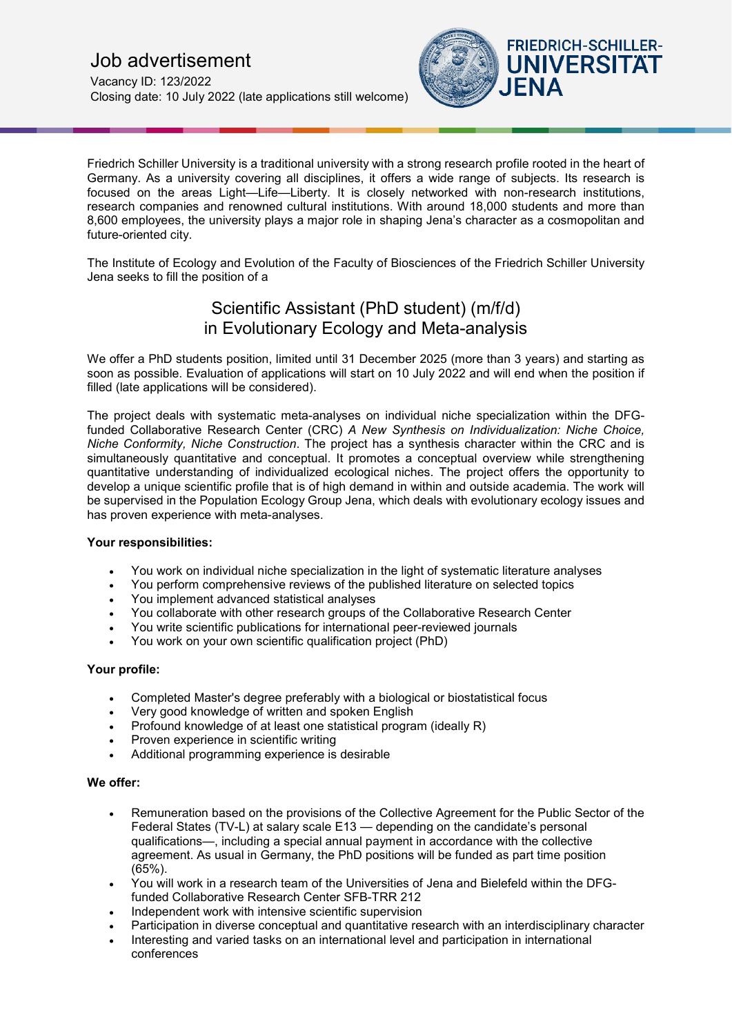# Job advertisement

Vacancy ID: 123/2022
Closing date: 10 July 2022 (late applications still welcome)

FRIEDRICH-SCHILLER-UNIVERSITÄT JENA

Friedrich Schiller University is a traditional university with a strong research profile rooted in the heart of Germany. As a university covering all disciplines, it offers a wide range of subjects. Its research is focused on the areas Light—Life—Liberty. It is closely networked with non-research institutions, research companies and renowned cultural institutions. With around 18,000 students and more than 8,600 employees, the university plays a major role in shaping Jena's character as a cosmopolitan and future-oriented city.

The Institute of Ecology and Evolution of the Faculty of Biosciences of the Friedrich Schiller University Jena seeks to fill the position of a

## Scientific Assistant (PhD student) (m/f/d) in Evolutionary Ecology and Meta-analysis

We offer a PhD students position, limited until 31 December 2025 (more than 3 years) and starting as soon as possible. Evaluation of applications will start on 10 July 2022 and will end when the position if filled (late applications will be considered).

The project deals with systematic meta-analyses on individual niche specialization within the DFG-funded Collaborative Research Center (CRC) *A New Synthesis on Individualization: Niche Choice, Niche Conformity, Niche Construction*. The project has a synthesis character within the CRC and is simultaneously quantitative and conceptual. It promotes a conceptual overview while strengthening quantitative understanding of individualized ecological niches. The project offers the opportunity to develop a unique scientific profile that is of high demand in within and outside academia. The work will be supervised in the Population Ecology Group Jena, which deals with evolutionary ecology issues and has proven experience with meta-analyses.

**Your responsibilities:**

- You work on individual niche specialization in the light of systematic literature analyses
- You perform comprehensive reviews of the published literature on selected topics
- You implement advanced statistical analyses
- You collaborate with other research groups of the Collaborative Research Center
- You write scientific publications for international peer-reviewed journals
- You work on your own scientific qualification project (PhD)

**Your profile:**

- Completed Master's degree preferably with a biological or biostatistical focus
- Very good knowledge of written and spoken English
- Profound knowledge of at least one statistical program (ideally R)
- Proven experience in scientific writing
- Additional programming experience is desirable

**We offer:**

- Remuneration based on the provisions of the Collective Agreement for the Public Sector of the Federal States (TV-L) at salary scale E13 — depending on the candidate's personal qualifications—, including a special annual payment in accordance with the collective agreement. As usual in Germany, the PhD positions will be funded as part time position (65%).
- You will work in a research team of the Universities of Jena and Bielefeld within the DFG-funded Collaborative Research Center SFB-TRR 212
- Independent work with intensive scientific supervision
- Participation in diverse conceptual and quantitative research with an interdisciplinary character
- Interesting and varied tasks on an international level and participation in international conferences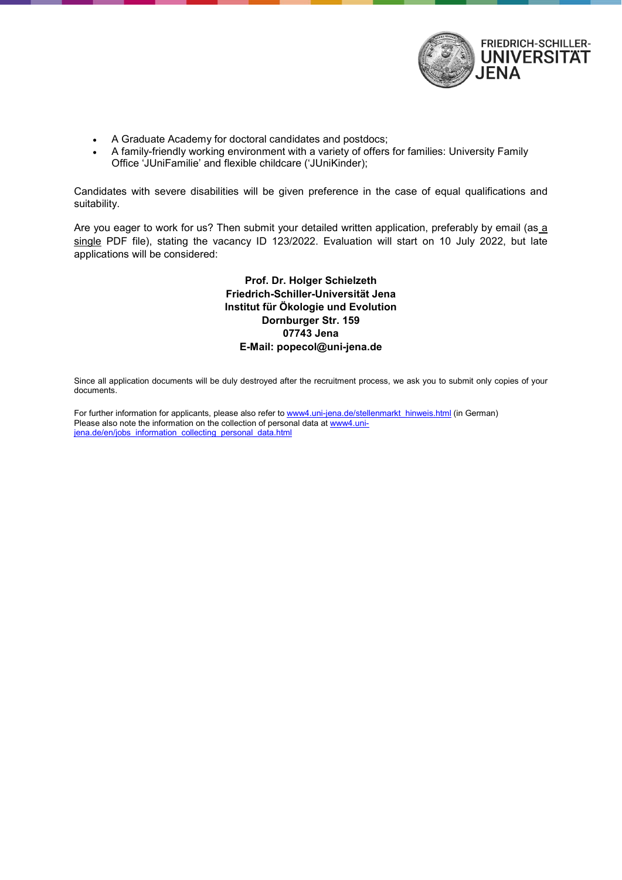- A Graduate Academy for doctoral candidates and postdocs;
- A family-friendly working environment with a variety of offers for families: University Family Office 'JUniFamilie' and flexible childcare ('JUniKinder);

Candidates with severe disabilities will be given preference in the case of equal qualifications and suitability.

Are you eager to work for us? Then submit your detailed written application, preferably by email (as a single PDF file), stating the vacancy ID 123/2022. Evaluation will start on 10 July 2022, but late applications will be considered:

**Prof. Dr. Holger Schielzeth**
**Friedrich-Schiller-Universität Jena**
**Institut für Ökologie und Evolution**
**Dornburger Str. 159**
**07743 Jena**
**E-Mail: popecol@uni-jena.de**

Since all application documents will be duly destroyed after the recruitment process, we ask you to submit only copies of your documents.

For further information for applicants, please also refer to www4.uni-jena.de/stellenmarkt_hinweis.html (in German)
Please also note the information on the collection of personal data at www4.uni-jena.de/en/jobs_information_collecting_personal_data.html